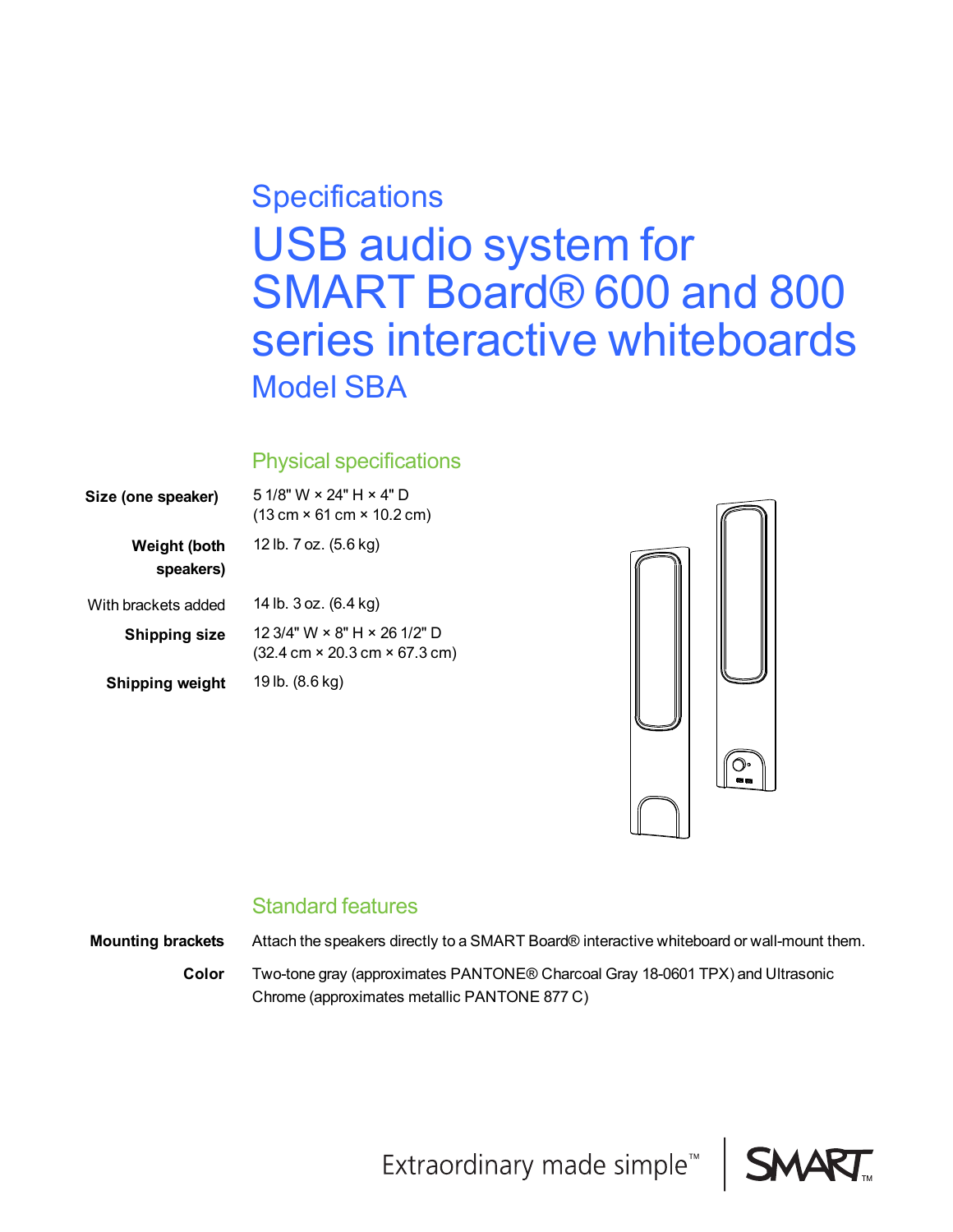Specifications

# USB audio system for SMART Board® 600 and 800 series interactive whiteboards

Model SBA

## Physical specifications

| | |
|---|---|
| **Size (one speaker)** | 5 1/8" W × 24" H × 4" D (13 cm × 61 cm × 10.2 cm) |
| **Weight (both speakers)** | 12 lb. 7 oz. (5.6 kg) |
| With brackets added | 14 lb. 3 oz. (6.4 kg) |
| **Shipping size** | 12 3/4" W × 8" H × 26 1/2" D (32.4 cm × 20.3 cm × 67.3 cm) |
| **Shipping weight** | 19 lb. (8.6 kg) |

## Standard features

| | |
|---|---|
| **Mounting brackets** | Attach the speakers directly to a SMART Board® interactive whiteboard or wall-mount them. |
| **Color** | Two-tone gray (approximates PANTONE® Charcoal Gray 18-0601 TPX) and Ultrasonic Chrome (approximates metallic PANTONE 877 C) |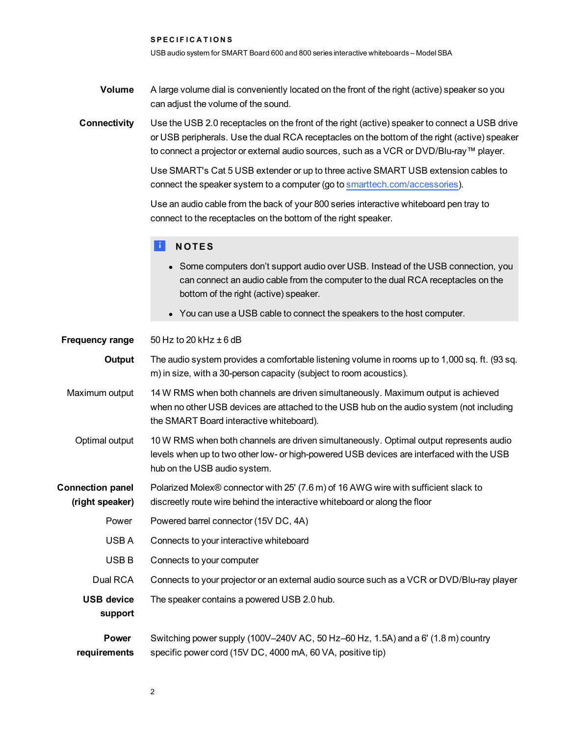**SPECIFICATIONS**

USB audio system for SMART Board 600 and 800 series interactive whiteboards – Model SBA

**Volume**

A large volume dial is conveniently located on the front of the right (active) speaker so you can adjust the volume of the sound.

**Connectivity**

Use the USB 2.0 receptacles on the front of the right (active) speaker to connect a USB drive or USB peripherals. Use the dual RCA receptacles on the bottom of the right (active) speaker to connect a projector or external audio sources, such as a VCR or DVD/Blu-ray™ player.

Use SMART's Cat 5 USB extender or up to three active SMART USB extension cables to connect the speaker system to a computer (go to [smarttech.com/accessories](smarttech.com/accessories)).

Use an audio cable from the back of your 800 series interactive whiteboard pen tray to connect to the receptacles on the bottom of the right speaker.

> **NOTES**
>
> - Some computers don't support audio over USB. Instead of the USB connection, you can connect an audio cable from the computer to the dual RCA receptacles on the bottom of the right (active) speaker.
> - You can use a USB cable to connect the speakers to the host computer.

**Frequency range**

50 Hz to 20 kHz ± 6 dB

**Output**

The audio system provides a comfortable listening volume in rooms up to 1,000 sq. ft. (93 sq. m) in size, with a 30-person capacity (subject to room acoustics).

Maximum output

14 W RMS when both channels are driven simultaneously. Maximum output is achieved when no other USB devices are attached to the USB hub on the audio system (not including the SMART Board interactive whiteboard).

Optimal output

10 W RMS when both channels are driven simultaneously. Optimal output represents audio levels when up to two other low- or high-powered USB devices are interfaced with the USB hub on the USB audio system.

**Connection panel (right speaker)**

Polarized Molex® connector with 25' (7.6 m) of 16 AWG wire with sufficient slack to discreetly route wire behind the interactive whiteboard or along the floor

Power

Powered barrel connector (15V DC, 4A)

USB A

Connects to your interactive whiteboard

USB B

Connects to your computer

Dual RCA

Connects to your projector or an external audio source such as a VCR or DVD/Blu-ray player

**USB device support**

The speaker contains a powered USB 2.0 hub.

**Power requirements**

Switching power supply (100V–240V AC, 50 Hz–60 Hz, 1.5A) and a 6' (1.8 m) country specific power cord (15V DC, 4000 mA, 60 VA, positive tip)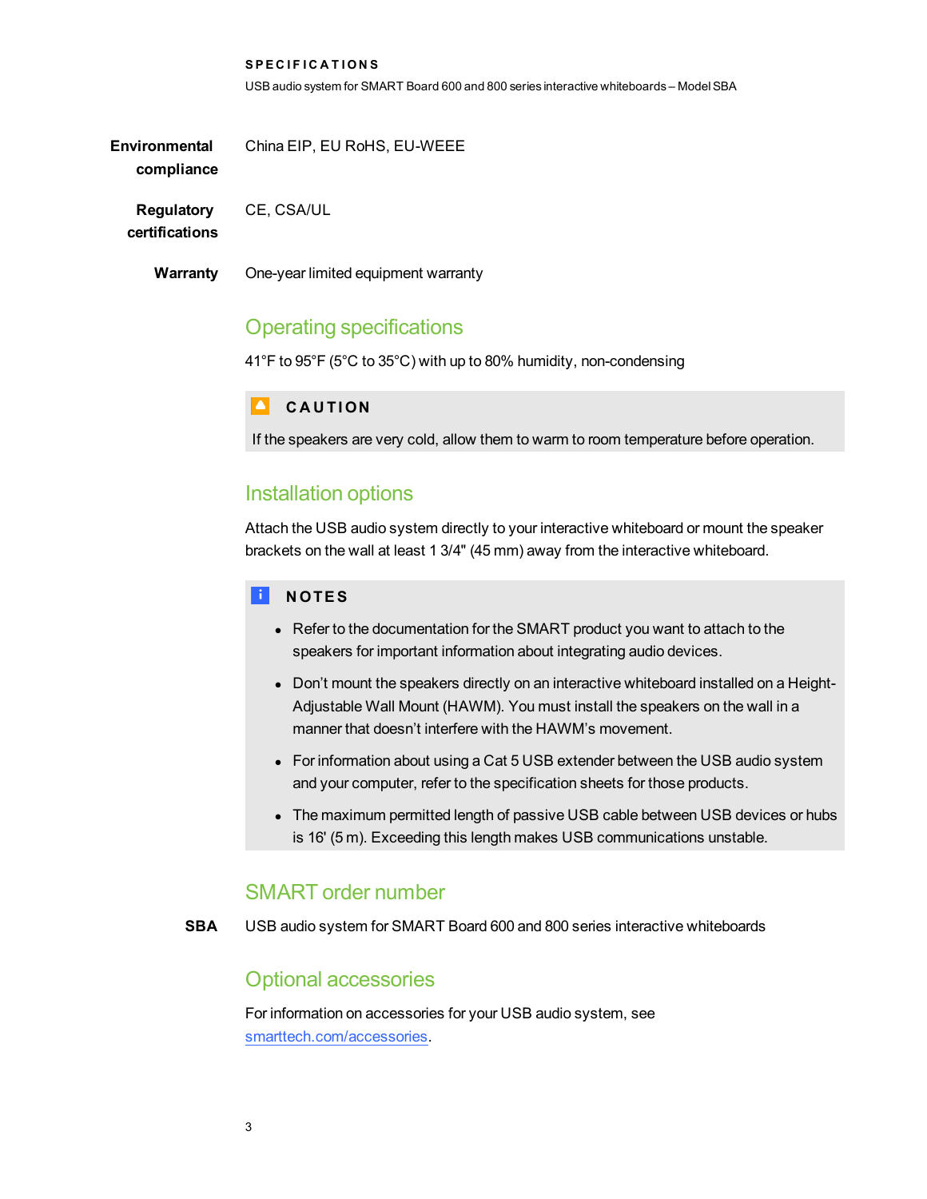| | |
|---|---|
| **Environmental compliance** | China EIP, EU RoHS, EU-WEEE |
| **Regulatory certifications** | CE, CSA/UL |
| **Warranty** | One-year limited equipment warranty |

## Operating specifications

41°F to 95°F (5°C to 35°C) with up to 80% humidity, non-condensing

> **CAUTION**
>
> If the speakers are very cold, allow them to warm to room temperature before operation.

## Installation options

Attach the USB audio system directly to your interactive whiteboard or mount the speaker brackets on the wall at least 1 3/4" (45 mm) away from the interactive whiteboard.

> **NOTES**
>
> - Refer to the documentation for the SMART product you want to attach to the speakers for important information about integrating audio devices.
> - Don't mount the speakers directly on an interactive whiteboard installed on a Height-Adjustable Wall Mount (HAWM). You must install the speakers on the wall in a manner that doesn't interfere with the HAWM's movement.
> - For information about using a Cat 5 USB extender between the USB audio system and your computer, refer to the specification sheets for those products.
> - The maximum permitted length of passive USB cable between USB devices or hubs is 16' (5 m). Exceeding this length makes USB communications unstable.

## SMART order number

| | |
|---|---|
| **SBA** | USB audio system for SMART Board 600 and 800 series interactive whiteboards |

## Optional accessories

For information on accessories for your USB audio system, see [smarttech.com/accessories](smarttech.com/accessories).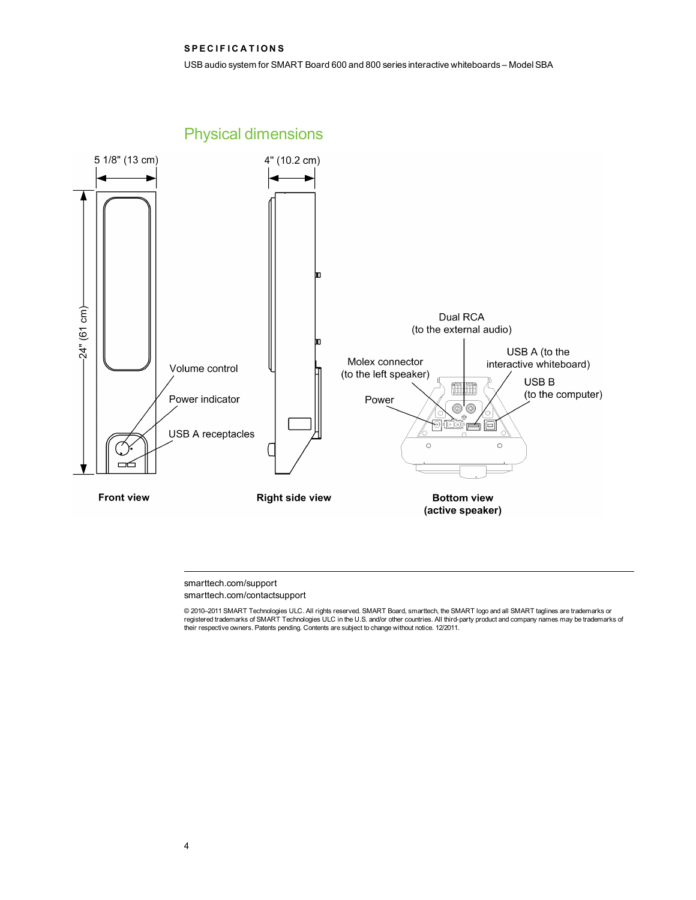**SPECIFICATIONS**

USB audio system for SMART Board 600 and 800 series interactive whiteboards – Model SBA

## Physical dimensions

5 1/8" (13 cm)

4" (10.2 cm)

24" (61 cm)

Volume control

Power indicator

USB A receptacles

Dual RCA (to the external audio)

Molex connector (to the left speaker)

USB A (to the interactive whiteboard)

USB B (to the computer)

Power

**Front view**

**Right side view**

**Bottom view (active speaker)**

---

smarttech.com/support
smarttech.com/contactsupport

© 2010–2011 SMART Technologies ULC. All rights reserved. SMART Board, smarttech, the SMART logo and all SMART taglines are trademarks or registered trademarks of SMART Technologies ULC in the U.S. and/or other countries. All third-party product and company names may be trademarks of their respective owners. Patents pending. Contents are subject to change without notice. 12/2011.